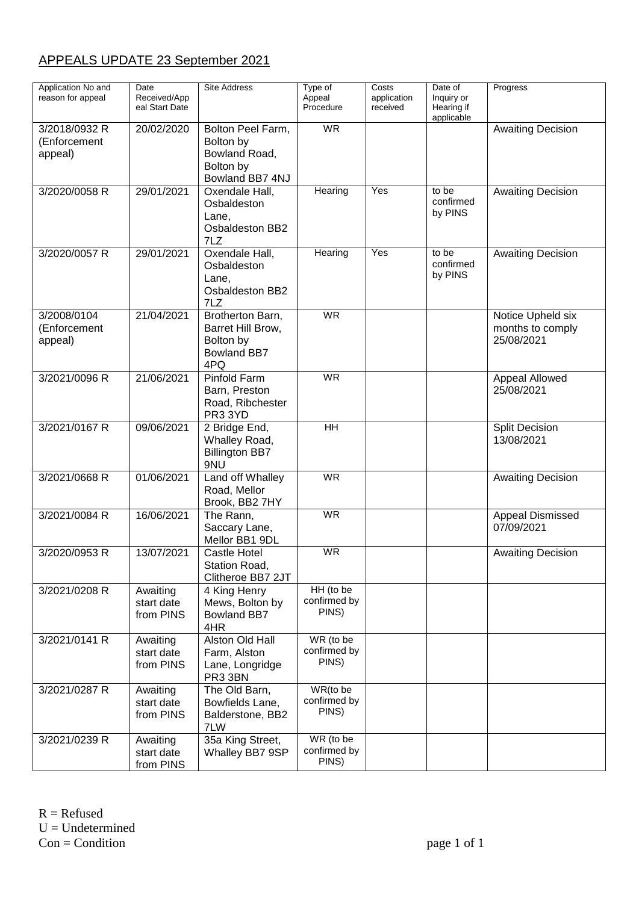# APPEALS UPDATE 23 September 2021

| Application No and reason for appeal | Date Received/Appeal Start Date | Site Address | Type of Appeal Procedure | Costs application received | Date of Inquiry or Hearing if applicable | Progress |
|---|---|---|---|---|---|---|
| 3/2018/0932 R (Enforcement appeal) | 20/02/2020 | Bolton Peel Farm, Bolton by Bowland Road, Bolton by Bowland BB7 4NJ | WR | | | Awaiting Decision |
| 3/2020/0058 R | 29/01/2021 | Oxendale Hall, Osbaldeston Lane, Osbaldeston BB2 7LZ | Hearing | Yes | to be confirmed by PINS | Awaiting Decision |
| 3/2020/0057 R | 29/01/2021 | Oxendale Hall, Osbaldeston Lane, Osbaldeston BB2 7LZ | Hearing | Yes | to be confirmed by PINS | Awaiting Decision |
| 3/2008/0104 (Enforcement appeal) | 21/04/2021 | Brotherton Barn, Barret Hill Brow, Bolton by Bowland BB7 4PQ | WR | | | Notice Upheld six months to comply 25/08/2021 |
| 3/2021/0096 R | 21/06/2021 | Pinfold Farm Barn, Preston Road, Ribchester PR3 3YD | WR | | | Appeal Allowed 25/08/2021 |
| 3/2021/0167 R | 09/06/2021 | 2 Bridge End, Whalley Road, Billington BB7 9NU | HH | | | Split Decision 13/08/2021 |
| 3/2021/0668 R | 01/06/2021 | Land off Whalley Road, Mellor Brook, BB2 7HY | WR | | | Awaiting Decision |
| 3/2021/0084 R | 16/06/2021 | The Rann, Saccary Lane, Mellor BB1 9DL | WR | | | Appeal Dismissed 07/09/2021 |
| 3/2020/0953 R | 13/07/2021 | Castle Hotel Station Road, Clitheroe BB7 2JT | WR | | | Awaiting Decision |
| 3/2021/0208 R | Awaiting start date from PINS | 4 King Henry Mews, Bolton by Bowland BB7 4HR | HH (to be confirmed by PINS) | | | |
| 3/2021/0141 R | Awaiting start date from PINS | Alston Old Hall Farm, Alston Lane, Longridge PR3 3BN | WR (to be confirmed by PINS) | | | |
| 3/2021/0287 R | Awaiting start date from PINS | The Old Barn, Bowfields Lane, Balderstone, BB2 7LW | WR(to be confirmed by PINS) | | | |
| 3/2021/0239 R | Awaiting start date from PINS | 35a King Street, Whalley BB7 9SP | WR (to be confirmed by PINS) | | | |

R = Refused
U = Undetermined
Con = Condition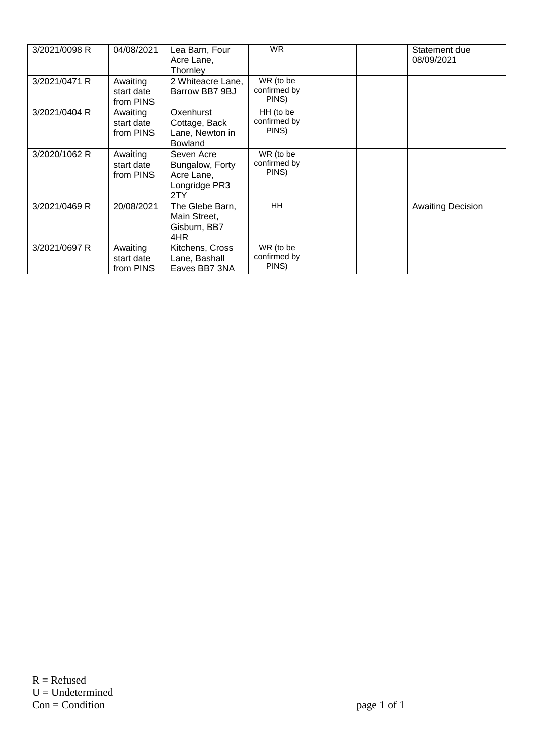| | | | | | | |
|---|---|---|---|---|---|---|
| 3/2021/0098 R | 04/08/2021 | Lea Barn, Four Acre Lane, Thornley | WR | | | Statement due 08/09/2021 |
| 3/2021/0471 R | Awaiting start date from PINS | 2 Whiteacre Lane, Barrow BB7 9BJ | WR (to be confirmed by PINS) | | | |
| 3/2021/0404 R | Awaiting start date from PINS | Oxenhurst Cottage, Back Lane, Newton in Bowland | HH (to be confirmed by PINS) | | | |
| 3/2020/1062 R | Awaiting start date from PINS | Seven Acre Bungalow, Forty Acre Lane, Longridge PR3 2TY | WR (to be confirmed by PINS) | | | |
| 3/2021/0469 R | 20/08/2021 | The Glebe Barn, Main Street, Gisburn, BB7 4HR | HH | | | Awaiting Decision |
| 3/2021/0697 R | Awaiting start date from PINS | Kitchens, Cross Lane, Bashall Eaves BB7 3NA | WR (to be confirmed by PINS) | | | |

R = Refused
U = Undetermined
Con = Condition